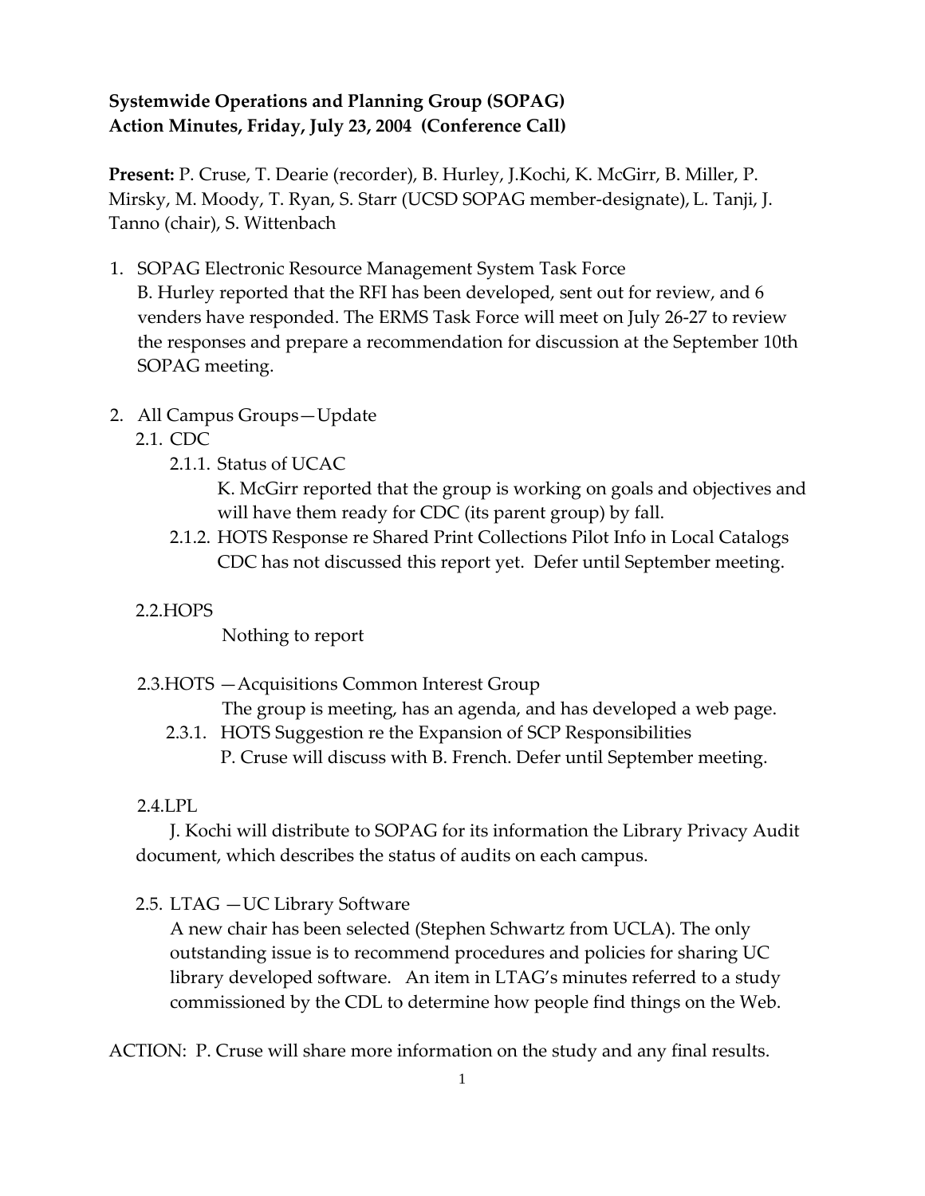**Systemwide Operations and Planning Group (SOPAG)**
**Action Minutes, Friday, July 23, 2004 (Conference Call)**

**Present:** P. Cruse, T. Dearie (recorder), B. Hurley, J.Kochi, K. McGirr, B. Miller, P. Mirsky, M. Moody, T. Ryan, S. Starr (UCSD SOPAG member-designate), L. Tanji, J. Tanno (chair), S. Wittenbach

1. SOPAG Electronic Resource Management System Task Force
   B. Hurley reported that the RFI has been developed, sent out for review, and 6 venders have responded. The ERMS Task Force will meet on July 26-27 to review the responses and prepare a recommendation for discussion at the September 10th SOPAG meeting.

2. All Campus Groups—Update
   - 2.1. CDC
     - 2.1.1. Status of UCAC
       K. McGirr reported that the group is working on goals and objectives and will have them ready for CDC (its parent group) by fall.
     - 2.1.2. HOTS Response re Shared Print Collections Pilot Info in Local Catalogs
       CDC has not discussed this report yet. Defer until September meeting.
   - 2.2.HOPS
     Nothing to report
   - 2.3.HOTS —Acquisitions Common Interest Group
     The group is meeting, has an agenda, and has developed a web page.
     - 2.3.1. HOTS Suggestion re the Expansion of SCP Responsibilities
       P. Cruse will discuss with B. French. Defer until September meeting.
   - 2.4.LPL
     J. Kochi will distribute to SOPAG for its information the Library Privacy Audit document, which describes the status of audits on each campus.
   - 2.5. LTAG —UC Library Software
     A new chair has been selected (Stephen Schwartz from UCLA). The only outstanding issue is to recommend procedures and policies for sharing UC library developed software. An item in LTAG's minutes referred to a study commissioned by the CDL to determine how people find things on the Web.

ACTION: P. Cruse will share more information on the study and any final results.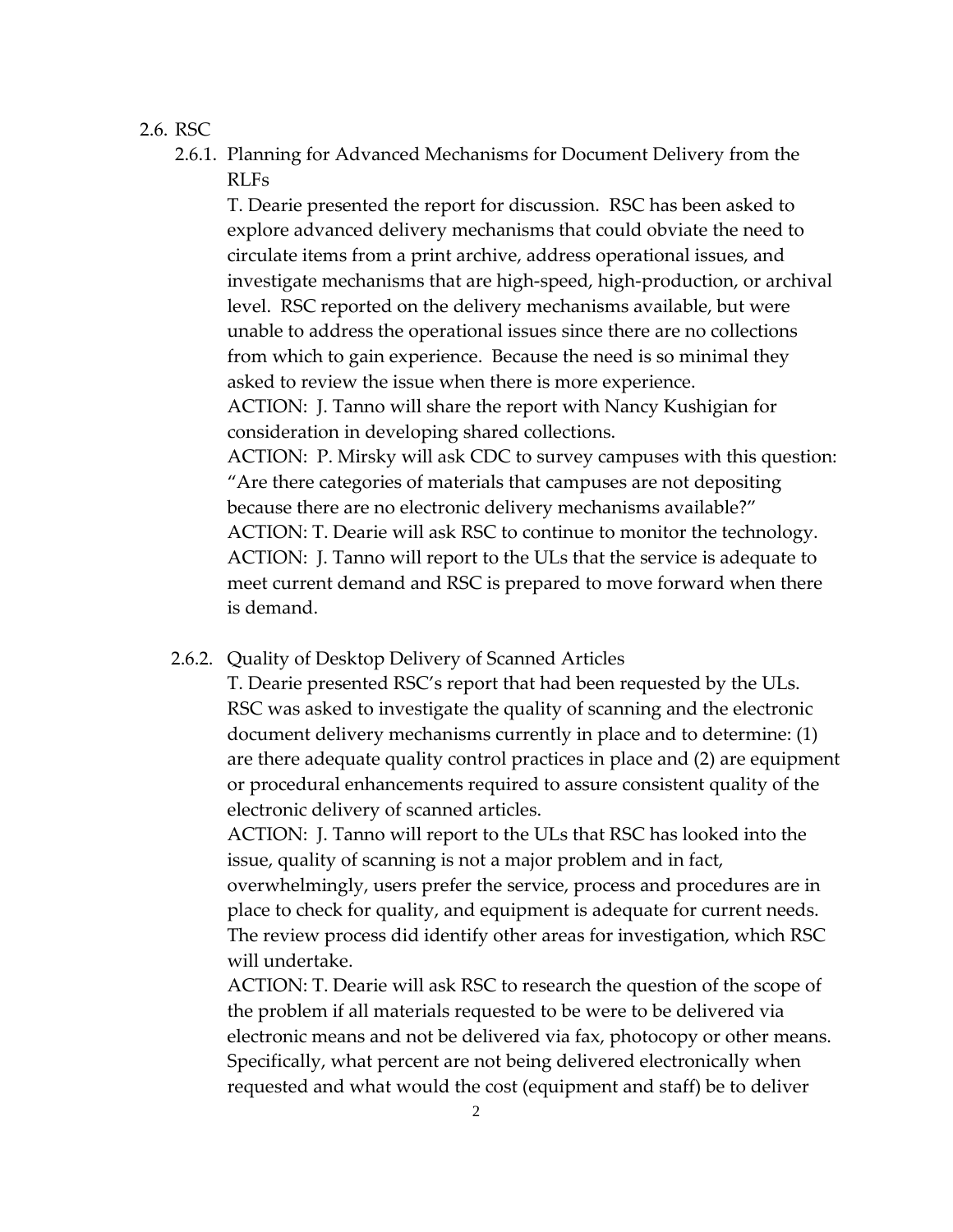2.6. RSC

2.6.1. Planning for Advanced Mechanisms for Document Delivery from the RLFs

T. Dearie presented the report for discussion. RSC has been asked to explore advanced delivery mechanisms that could obviate the need to circulate items from a print archive, address operational issues, and investigate mechanisms that are high-speed, high-production, or archival level. RSC reported on the delivery mechanisms available, but were unable to address the operational issues since there are no collections from which to gain experience. Because the need is so minimal they asked to review the issue when there is more experience.

ACTION: J. Tanno will share the report with Nancy Kushigian for consideration in developing shared collections.

ACTION: P. Mirsky will ask CDC to survey campuses with this question: "Are there categories of materials that campuses are not depositing because there are no electronic delivery mechanisms available?"

ACTION: T. Dearie will ask RSC to continue to monitor the technology.

ACTION: J. Tanno will report to the ULs that the service is adequate to meet current demand and RSC is prepared to move forward when there is demand.

2.6.2. Quality of Desktop Delivery of Scanned Articles

T. Dearie presented RSC's report that had been requested by the ULs. RSC was asked to investigate the quality of scanning and the electronic document delivery mechanisms currently in place and to determine: (1) are there adequate quality control practices in place and (2) are equipment or procedural enhancements required to assure consistent quality of the electronic delivery of scanned articles.

ACTION: J. Tanno will report to the ULs that RSC has looked into the issue, quality of scanning is not a major problem and in fact, overwhelmingly, users prefer the service, process and procedures are in place to check for quality, and equipment is adequate for current needs. The review process did identify other areas for investigation, which RSC will undertake.

ACTION: T. Dearie will ask RSC to research the question of the scope of the problem if all materials requested to be were to be delivered via electronic means and not be delivered via fax, photocopy or other means. Specifically, what percent are not being delivered electronically when requested and what would the cost (equipment and staff) be to deliver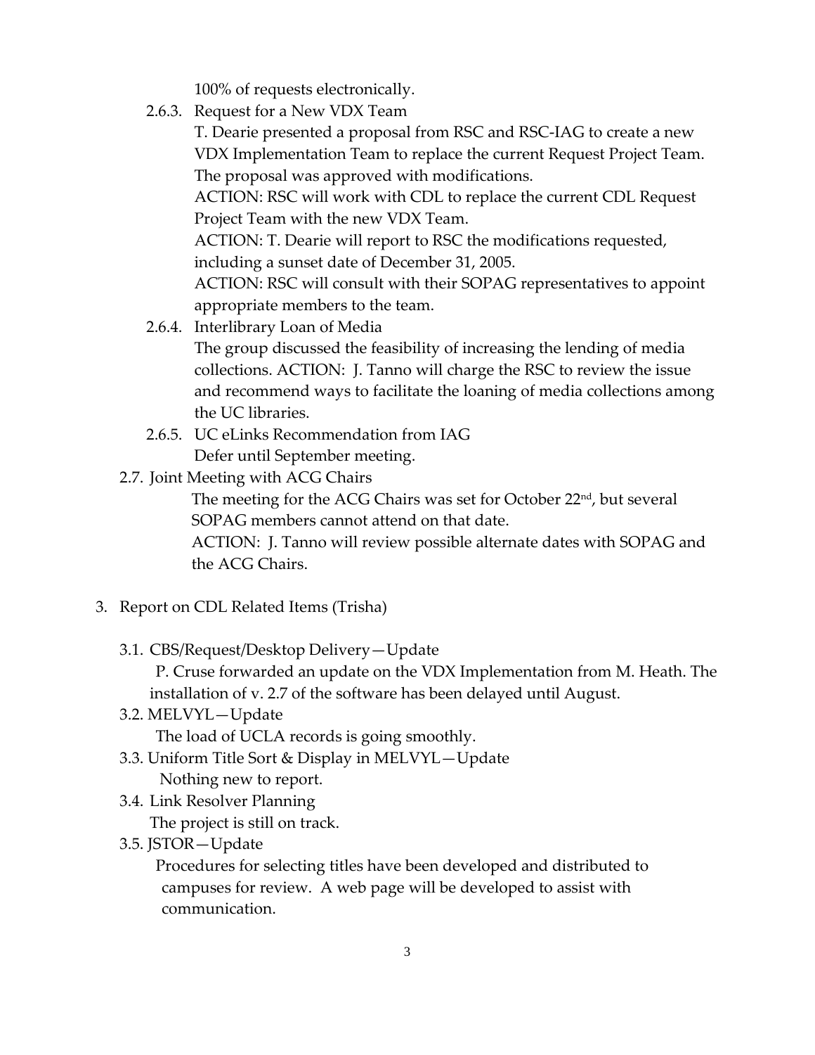100% of requests electronically.

- 2.6.3. Request for a New VDX Team

  T. Dearie presented a proposal from RSC and RSC-IAG to create a new VDX Implementation Team to replace the current Request Project Team. The proposal was approved with modifications.

  ACTION: RSC will work with CDL to replace the current CDL Request Project Team with the new VDX Team.

  ACTION: T. Dearie will report to RSC the modifications requested, including a sunset date of December 31, 2005.

  ACTION: RSC will consult with their SOPAG representatives to appoint appropriate members to the team.

- 2.6.4. Interlibrary Loan of Media

  The group discussed the feasibility of increasing the lending of media collections. ACTION: J. Tanno will charge the RSC to review the issue and recommend ways to facilitate the loaning of media collections among the UC libraries.

- 2.6.5. UC eLinks Recommendation from IAG

  Defer until September meeting.

- 2.7. Joint Meeting with ACG Chairs

  The meeting for the ACG Chairs was set for October 22nd, but several SOPAG members cannot attend on that date.

  ACTION: J. Tanno will review possible alternate dates with SOPAG and the ACG Chairs.

3. Report on CDL Related Items (Trisha)

- 3.1. CBS/Request/Desktop Delivery—Update

  P. Cruse forwarded an update on the VDX Implementation from M. Heath. The installation of v. 2.7 of the software has been delayed until August.

- 3.2. MELVYL—Update

  The load of UCLA records is going smoothly.

- 3.3. Uniform Title Sort & Display in MELVYL—Update

  Nothing new to report.

- 3.4. Link Resolver Planning

  The project is still on track.

- 3.5. JSTOR—Update

  Procedures for selecting titles have been developed and distributed to campuses for review. A web page will be developed to assist with communication.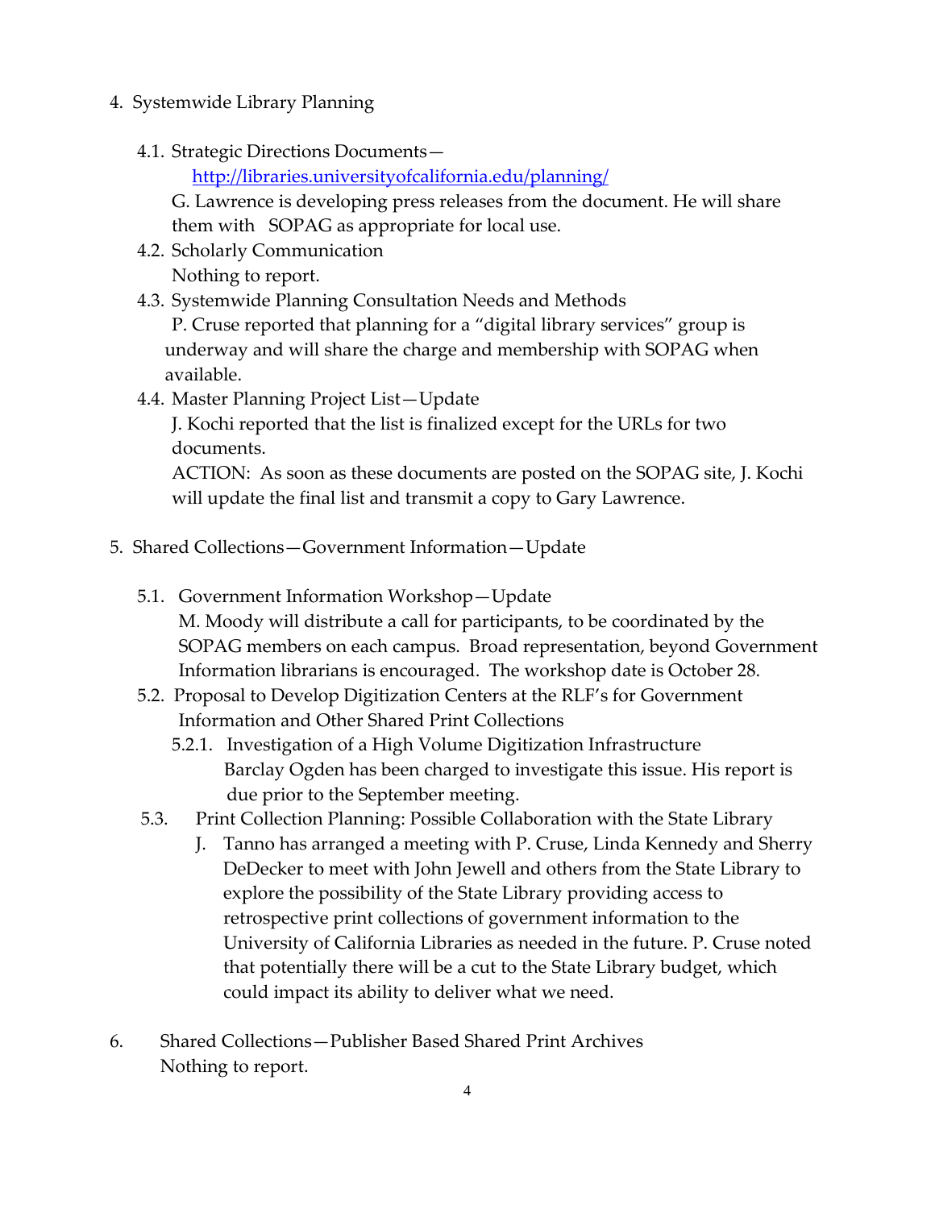4. Systemwide Library Planning

    4.1. Strategic Directions Documents—
        http://libraries.universityofcalifornia.edu/planning/
        G. Lawrence is developing press releases from the document. He will share them with SOPAG as appropriate for local use.

    4.2. Scholarly Communication
        Nothing to report.

    4.3. Systemwide Planning Consultation Needs and Methods
        P. Cruse reported that planning for a "digital library services" group is underway and will share the charge and membership with SOPAG when available.

    4.4. Master Planning Project List—Update
        J. Kochi reported that the list is finalized except for the URLs for two documents.
        ACTION: As soon as these documents are posted on the SOPAG site, J. Kochi will update the final list and transmit a copy to Gary Lawrence.

5. Shared Collections—Government Information—Update

    5.1. Government Information Workshop—Update
        M. Moody will distribute a call for participants, to be coordinated by the SOPAG members on each campus. Broad representation, beyond Government Information librarians is encouraged. The workshop date is October 28.

    5.2. Proposal to Develop Digitization Centers at the RLF's for Government Information and Other Shared Print Collections

        5.2.1. Investigation of a High Volume Digitization Infrastructure
            Barclay Ogden has been charged to investigate this issue. His report is due prior to the September meeting.

    5.3. Print Collection Planning: Possible Collaboration with the State Library
        J. Tanno has arranged a meeting with P. Cruse, Linda Kennedy and Sherry DeDecker to meet with John Jewell and others from the State Library to explore the possibility of the State Library providing access to retrospective print collections of government information to the University of California Libraries as needed in the future. P. Cruse noted that potentially there will be a cut to the State Library budget, which could impact its ability to deliver what we need.

6. Shared Collections—Publisher Based Shared Print Archives
    Nothing to report.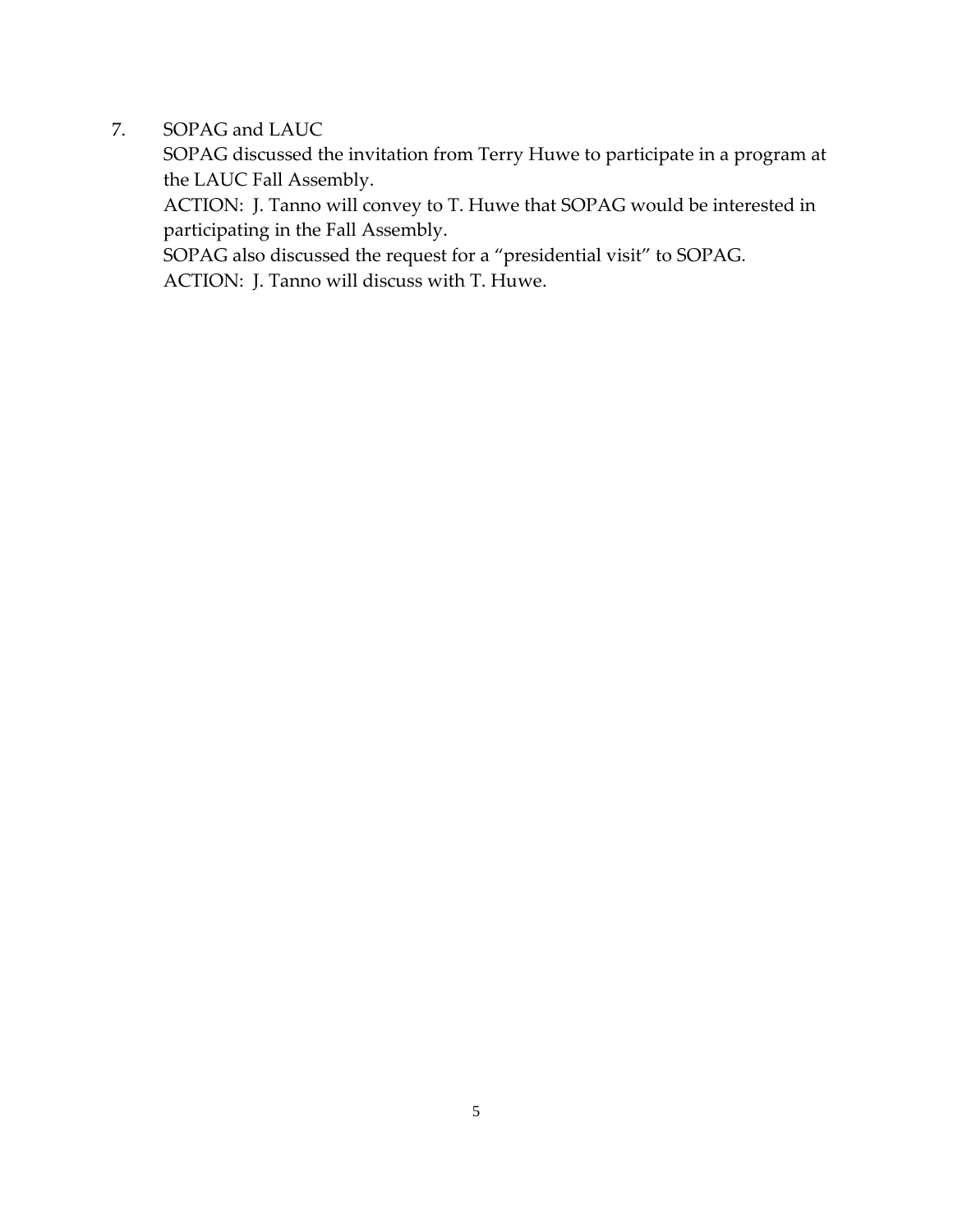7. SOPAG and LAUC

   SOPAG discussed the invitation from Terry Huwe to participate in a program at the LAUC Fall Assembly.

   ACTION: J. Tanno will convey to T. Huwe that SOPAG would be interested in participating in the Fall Assembly.

   SOPAG also discussed the request for a "presidential visit" to SOPAG.

   ACTION: J. Tanno will discuss with T. Huwe.